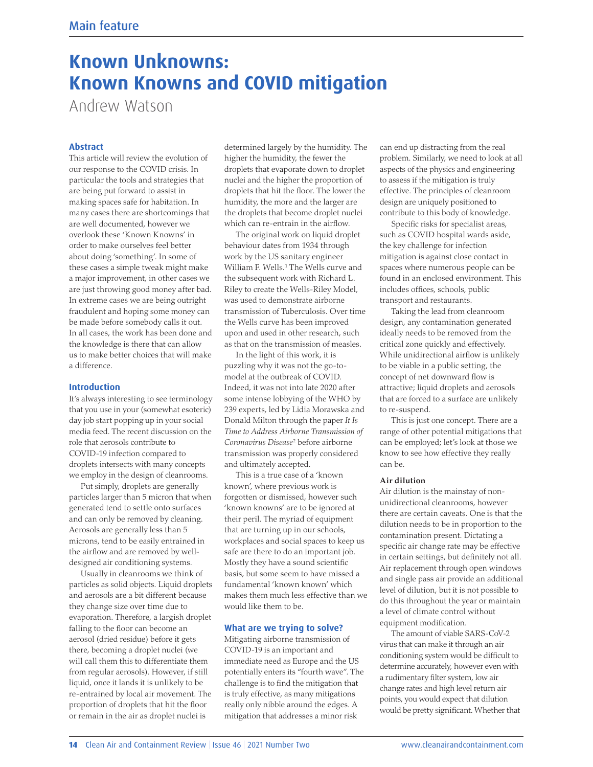# Known Unknowns: Known Knowns and COVID mitigation

Andrew Watson

## Abstract

This article will review the evolution of our response to the COVID crisis. In particular the tools and strategies that are being put forward to assist in making spaces safe for habitation. In many cases there are shortcomings that are well documented, however we overlook these 'Known Knowns' in order to make ourselves feel better about doing 'something'. In some of these cases a simple tweak might make a major improvement, in other cases we are just throwing good money after bad. In extreme cases we are being outright fraudulent and hoping some money can be made before somebody calls it out. In all cases, the work has been done and the knowledge is there that can allow us to make better choices that will make a difference.

## Introduction

It's always interesting to see terminology that you use in your (somewhat esoteric) day job start popping up in your social media feed. The recent discussion on the role that aerosols contribute to COVID-19 infection compared to droplets intersects with many concepts we employ in the design of cleanrooms.

Put simply, droplets are generally particles larger than 5 micron that when generated tend to settle onto surfaces and can only be removed by cleaning. Aerosols are generally less than 5 microns, tend to be easily entrained in the airflow and are removed by well-designed air conditioning systems.

Usually in cleanrooms we think of particles as solid objects. Liquid droplets and aerosols are a bit different because they change size over time due to evaporation. Therefore, a largish droplet falling to the floor can become an aerosol (dried residue) before it gets there, becoming a droplet nuclei (we will call them this to differentiate them from regular aerosols). However, if still liquid, once it lands it is unlikely to be re-entrained by local air movement. The proportion of droplets that hit the floor or remain in the air as droplet nuclei is determined largely by the humidity. The higher the humidity, the fewer the droplets that evaporate down to droplet nuclei and the higher the proportion of droplets that hit the floor. The lower the humidity, the more and the larger are the droplets that become droplet nuclei which can re-entrain in the airflow.

The original work on liquid droplet behaviour dates from 1934 through work by the US sanitary engineer William F. Wells.[1] The Wells curve and the subsequent work with Richard L. Riley to create the Wells-Riley Model, was used to demonstrate airborne transmission of Tuberculosis. Over time the Wells curve has been improved upon and used in other research, such as that on the transmission of measles.

In the light of this work, it is puzzling why it was not the go-to-model at the outbreak of COVID. Indeed, it was not into late 2020 after some intense lobbying of the WHO by 239 experts, led by Lidia Morawska and Donald Milton through the paper *It Is Time to Address Airborne Transmission of Coronavirus Disease*[2] before airborne transmission was properly considered and ultimately accepted.

This is a true case of a 'known known', where previous work is forgotten or dismissed, however such 'known knowns' are to be ignored at their peril. The myriad of equipment that are turning up in our schools, workplaces and social spaces to keep us safe are there to do an important job. Mostly they have a sound scientific basis, but some seem to have missed a fundamental 'known known' which makes them much less effective than we would like them to be.

## What are we trying to solve?

Mitigating airborne transmission of COVID-19 is an important and immediate need as Europe and the US potentially enters its "fourth wave". The challenge is to find the mitigation that is truly effective, as many mitigations really only nibble around the edges. A mitigation that addresses a minor risk can end up distracting from the real problem. Similarly, we need to look at all aspects of the physics and engineering to assess if the mitigation is truly effective. The principles of cleanroom design are uniquely positioned to contribute to this body of knowledge.

Specific risks for specialist areas, such as COVID hospital wards aside, the key challenge for infection mitigation is against close contact in spaces where numerous people can be found in an enclosed environment. This includes offices, schools, public transport and restaurants.

Taking the lead from cleanroom design, any contamination generated ideally needs to be removed from the critical zone quickly and effectively. While unidirectional airflow is unlikely to be viable in a public setting, the concept of net downward flow is attractive; liquid droplets and aerosols that are forced to a surface are unlikely to re-suspend.

This is just one concept. There are a range of other potential mitigations that can be employed; let's look at those we know to see how effective they really can be.

### Air dilution

Air dilution is the mainstay of non-unidirectional cleanrooms, however there are certain caveats. One is that the dilution needs to be in proportion to the contamination present. Dictating a specific air change rate may be effective in certain settings, but definitely not all. Air replacement through open windows and single pass air provide an additional level of dilution, but it is not possible to do this throughout the year or maintain a level of climate control without equipment modification.

The amount of viable SARS-CoV-2 virus that can make it through an air conditioning system would be difficult to determine accurately, however even with a rudimentary filter system, low air change rates and high level return air points, you would expect that dilution would be pretty significant. Whether that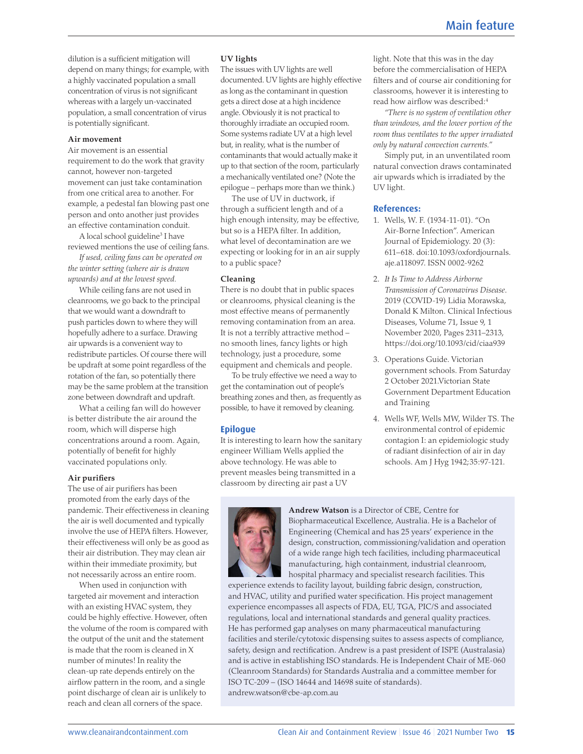dilution is a sufficient mitigation will depend on many things; for example, with a highly vaccinated population a small concentration of virus is not significant whereas with a largely un-vaccinated population, a small concentration of virus is potentially significant.

### Air movement

Air movement is an essential requirement to do the work that gravity cannot, however non-targeted movement can just take contamination from one critical area to another. For example, a pedestal fan blowing past one person and onto another just provides an effective contamination conduit.

A local school guideline[3] I have reviewed mentions the use of ceiling fans.

*If used, ceiling fans can be operated on the winter setting (where air is drawn upwards) and at the lowest speed.*

While ceiling fans are not used in cleanrooms, we go back to the principal that we would want a downdraft to push particles down to where they will hopefully adhere to a surface. Drawing air upwards is a convenient way to redistribute particles. Of course there will be updraft at some point regardless of the rotation of the fan, so potentially there may be the same problem at the transition zone between downdraft and updraft.

What a ceiling fan will do however is better distribute the air around the room, which will disperse high concentrations around a room. Again, potentially of benefit for highly vaccinated populations only.

### Air purifiers

The use of air purifiers has been promoted from the early days of the pandemic. Their effectiveness in cleaning the air is well documented and typically involve the use of HEPA filters. However, their effectiveness will only be as good as their air distribution. They may clean air within their immediate proximity, but not necessarily across an entire room.

When used in conjunction with targeted air movement and interaction with an existing HVAC system, they could be highly effective. However, often the volume of the room is compared with the output of the unit and the statement is made that the room is cleaned in X number of minutes! In reality the clean-up rate depends entirely on the airflow pattern in the room, and a single point discharge of clean air is unlikely to reach and clean all corners of the space.

### UV lights

The issues with UV lights are well documented. UV lights are highly effective as long as the contaminant in question gets a direct dose at a high incidence angle. Obviously it is not practical to thoroughly irradiate an occupied room. Some systems radiate UV at a high level but, in reality, what is the number of contaminants that would actually make it up to that section of the room, particularly a mechanically ventilated one? (Note the epilogue – perhaps more than we think.)

The use of UV in ductwork, if through a sufficient length and of a high enough intensity, may be effective, but so is a HEPA filter. In addition, what level of decontamination are we expecting or looking for in an air supply to a public space?

### Cleaning

There is no doubt that in public spaces or cleanrooms, physical cleaning is the most effective means of permanently removing contamination from an area. It is not a terribly attractive method – no smooth lines, fancy lights or high technology, just a procedure, some equipment and chemicals and people.

To be truly effective we need a way to get the contamination out of people's breathing zones and then, as frequently as possible, to have it removed by cleaning.

## Epilogue

It is interesting to learn how the sanitary engineer William Wells applied the above technology. He was able to prevent measles being transmitted in a classroom by directing air past a UV light. Note that this was in the day before the commercialisation of HEPA filters and of course air conditioning for classrooms, however it is interesting to read how airflow was described:[4]

*"There is no system of ventilation other than windows, and the lower portion of the room thus ventilates to the upper irradiated only by natural convection currents."*

Simply put, in an unventilated room natural convection draws contaminated air upwards which is irradiated by the UV light.

## References:

1. Wells, W. F. (1934-11-01). "On Air-Borne Infection". American Journal of Epidemiology. 20 (3): 611–618. doi:10.1093/oxfordjournals.aje.a118097. ISSN 0002-9262
2. *It Is Time to Address Airborne Transmission of Coronavirus Disease*. 2019 (COVID-19) Lidia Morawska, Donald K Milton. Clinical Infectious Diseases, Volume 71, Issue 9, 1 November 2020, Pages 2311–2313, https://doi.org/10.1093/cid/ciaa939
3. Operations Guide. Victorian government schools. From Saturday 2 October 2021.Victorian State Government Department Education and Training
4. Wells WF, Wells MW, Wilder TS. The environmental control of epidemic contagion I: an epidemiologic study of radiant disinfection of air in day schools. Am J Hyg 1942;35:97-121.

**Andrew Watson** is a Director of CBE, Centre for Biopharmaceutical Excellence, Australia. He is a Bachelor of Engineering (Chemical and has 25 years' experience in the design, construction, commissioning/validation and operation of a wide range high tech facilities, including pharmaceutical manufacturing, high containment, industrial cleanroom, hospital pharmacy and specialist research facilities. This experience extends to facility layout, building fabric design, construction, and HVAC, utility and purified water specification. His project management experience encompasses all aspects of FDA, EU, TGA, PIC/S and associated regulations, local and international standards and general quality practices. He has performed gap analyses on many pharmaceutical manufacturing facilities and sterile/cytotoxic dispensing suites to assess aspects of compliance, safety, design and rectification. Andrew is a past president of ISPE (Australasia) and is active in establishing ISO standards. He is Independent Chair of ME-060 (Cleanroom Standards) for Standards Australia and a committee member for ISO TC-209 – (ISO 14644 and 14698 suite of standards). andrew.watson@cbe-ap.com.au